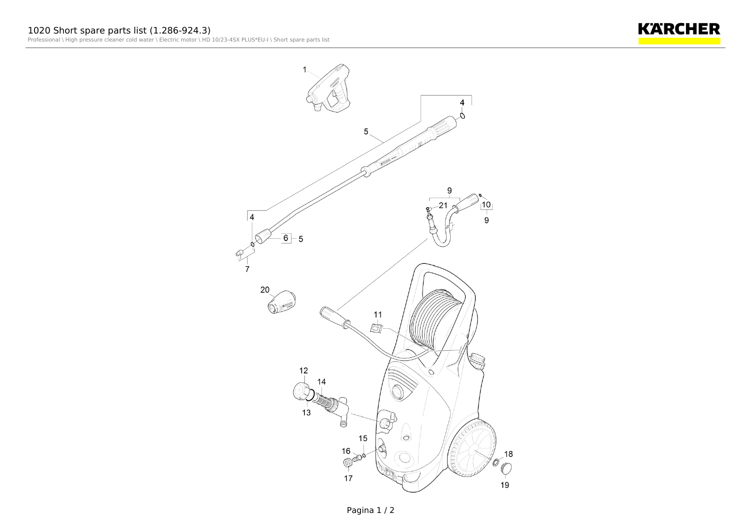# 1020 Short spare parts list (1.286-924.3)

Professional \ High pressure cleaner cold water \ Electric motor \ HD 10/23-4SX PLUS*EU-I \ Short spare parts list

KÄRCHER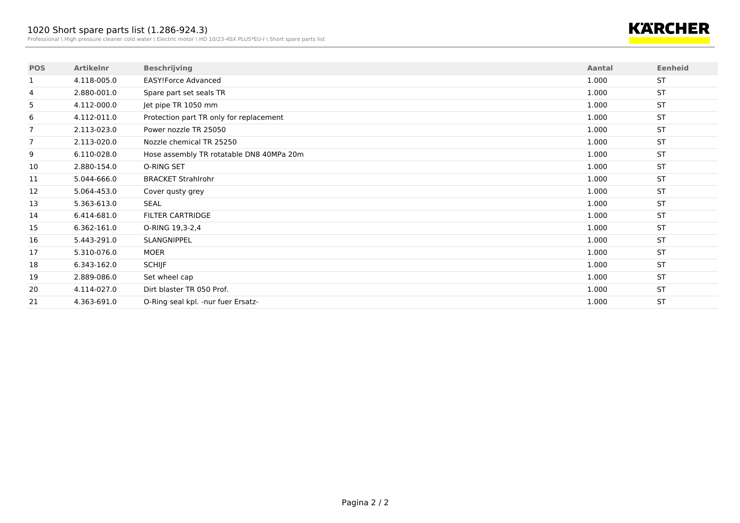# 1020 Short spare parts list (1.286-924.3)

Professional \ High pressure cleaner cold water \ Electric motor \ HD 10/23-4SX PLUS*EU-I \ Short spare parts list

| POS | Artikelnr | Beschrijving | Aantal | Eenheid |
|---|---|---|---|---|
| 1 | 4.118-005.0 | EASY!Force Advanced | 1.000 | ST |
| 4 | 2.880-001.0 | Spare part set seals TR | 1.000 | ST |
| 5 | 4.112-000.0 | Jet pipe TR 1050 mm | 1.000 | ST |
| 6 | 4.112-011.0 | Protection part TR only for replacement | 1.000 | ST |
| 7 | 2.113-023.0 | Power nozzle TR 25050 | 1.000 | ST |
| 7 | 2.113-020.0 | Nozzle chemical TR 25250 | 1.000 | ST |
| 9 | 6.110-028.0 | Hose assembly TR rotatable DN8 40MPa 20m | 1.000 | ST |
| 10 | 2.880-154.0 | O-RING SET | 1.000 | ST |
| 11 | 5.044-666.0 | BRACKET Strahlrohr | 1.000 | ST |
| 12 | 5.064-453.0 | Cover qusty grey | 1.000 | ST |
| 13 | 5.363-613.0 | SEAL | 1.000 | ST |
| 14 | 6.414-681.0 | FILTER CARTRIDGE | 1.000 | ST |
| 15 | 6.362-161.0 | O-RING 19,3-2,4 | 1.000 | ST |
| 16 | 5.443-291.0 | SLANGNIPPEL | 1.000 | ST |
| 17 | 5.310-076.0 | MOER | 1.000 | ST |
| 18 | 6.343-162.0 | SCHIJF | 1.000 | ST |
| 19 | 2.889-086.0 | Set wheel cap | 1.000 | ST |
| 20 | 4.114-027.0 | Dirt blaster TR 050 Prof. | 1.000 | ST |
| 21 | 4.363-691.0 | O-Ring seal kpl. -nur fuer Ersatz- | 1.000 | ST |